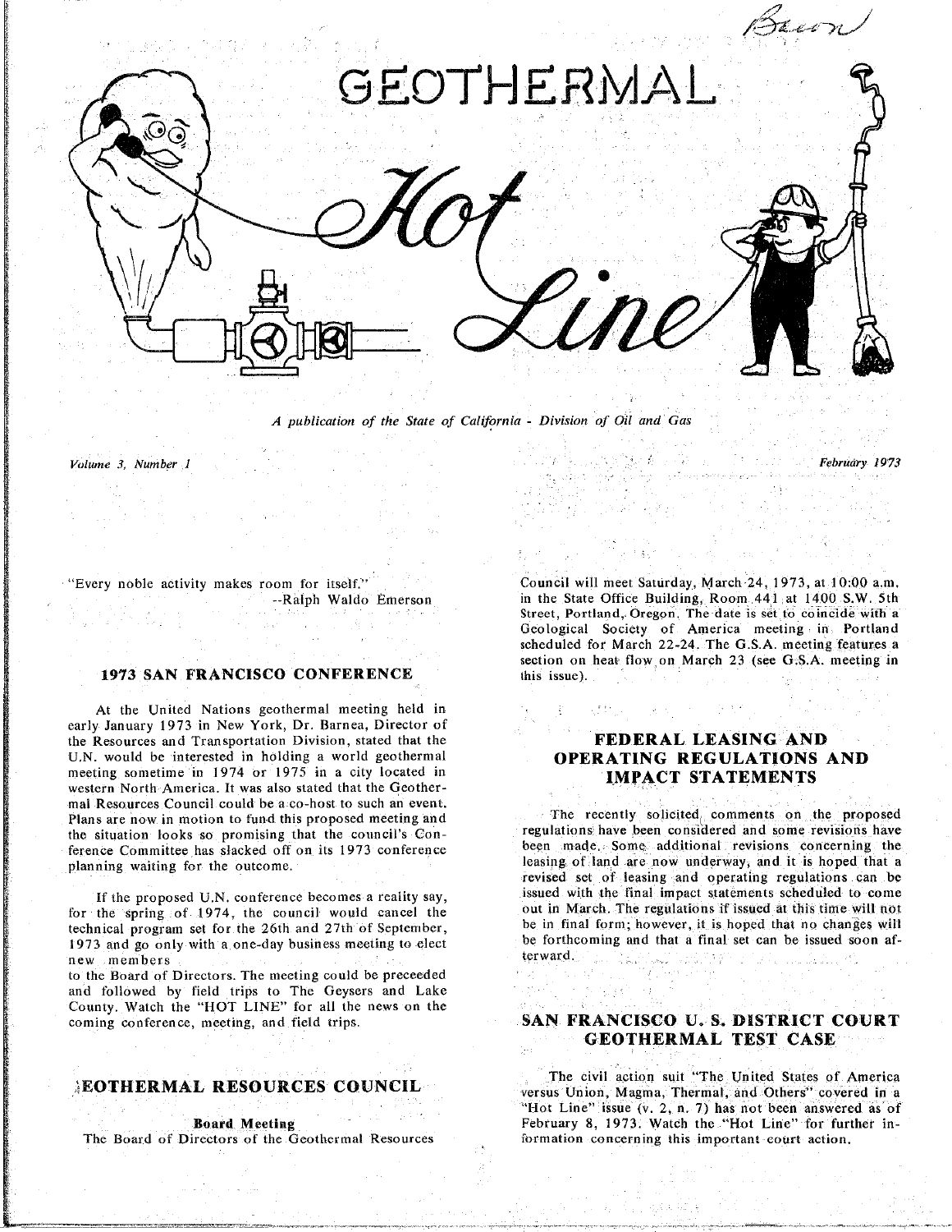# GEOTHERMAL Hot Line

*A publication of the State of California - Division of Oil and Gas*

*Volume 3, Number 1* *February 1973*

"Every noble activity makes room for itself."
--Ralph Waldo Emerson

## 1973 SAN FRANCISCO CONFERENCE

At the United Nations geothermal meeting held in early January 1973 in New York, Dr. Barnea, Director of the Resources and Transportation Division, stated that the U.N. would be interested in holding a world geothermal meeting sometime in 1974 or 1975 in a city located in western North America. It was also stated that the Geothermal Resources Council could be a co-host to such an event. Plans are now in motion to fund this proposed meeting and the situation looks so promising that the council's Conference Committee has slacked off on its 1973 conference planning waiting for the outcome.

If the proposed U.N. conference becomes a reality say, for the spring of 1974, the council would cancel the technical program set for the 26th and 27th of September, 1973 and go only with a one-day business meeting to elect new members to the Board of Directors. The meeting could be preceeded and followed by field trips to The Geysers and Lake County. Watch the "HOT LINE" for all the news on the coming conference, meeting, and field trips.

## GEOTHERMAL RESOURCES COUNCIL

**Board Meeting**

The Board of Directors of the Geothermal Resources Council will meet Saturday, March 24, 1973, at 10:00 a.m. in the State Office Building, Room 441 at 1400 S.W. 5th Street, Portland, Oregon. The date is set to coincide with a Geological Society of America meeting in Portland scheduled for March 22-24. The G.S.A. meeting features a section on heat flow on March 23 (see G.S.A. meeting in this issue).

## FEDERAL LEASING AND OPERATING REGULATIONS AND IMPACT STATEMENTS

The recently solicited comments on the proposed regulations have been considered and some revisions have been made. Some additional revisions concerning the leasing of land are now underway, and it is hoped that a revised set of leasing and operating regulations can be issued with the final impact statements scheduled to come out in March. The regulations if issued at this time will not be in final form; however, it is hoped that no changes will be forthcoming and that a final set can be issued soon afterward.

## SAN FRANCISCO U. S. DISTRICT COURT GEOTHERMAL TEST CASE

The civil action suit "The United States of America versus Union, Magma, Thermal, and Others" covered in a "Hot Line" issue (v. 2, n. 7) has not been answered as of February 8, 1973. Watch the "Hot Line" for further information concerning this important court action.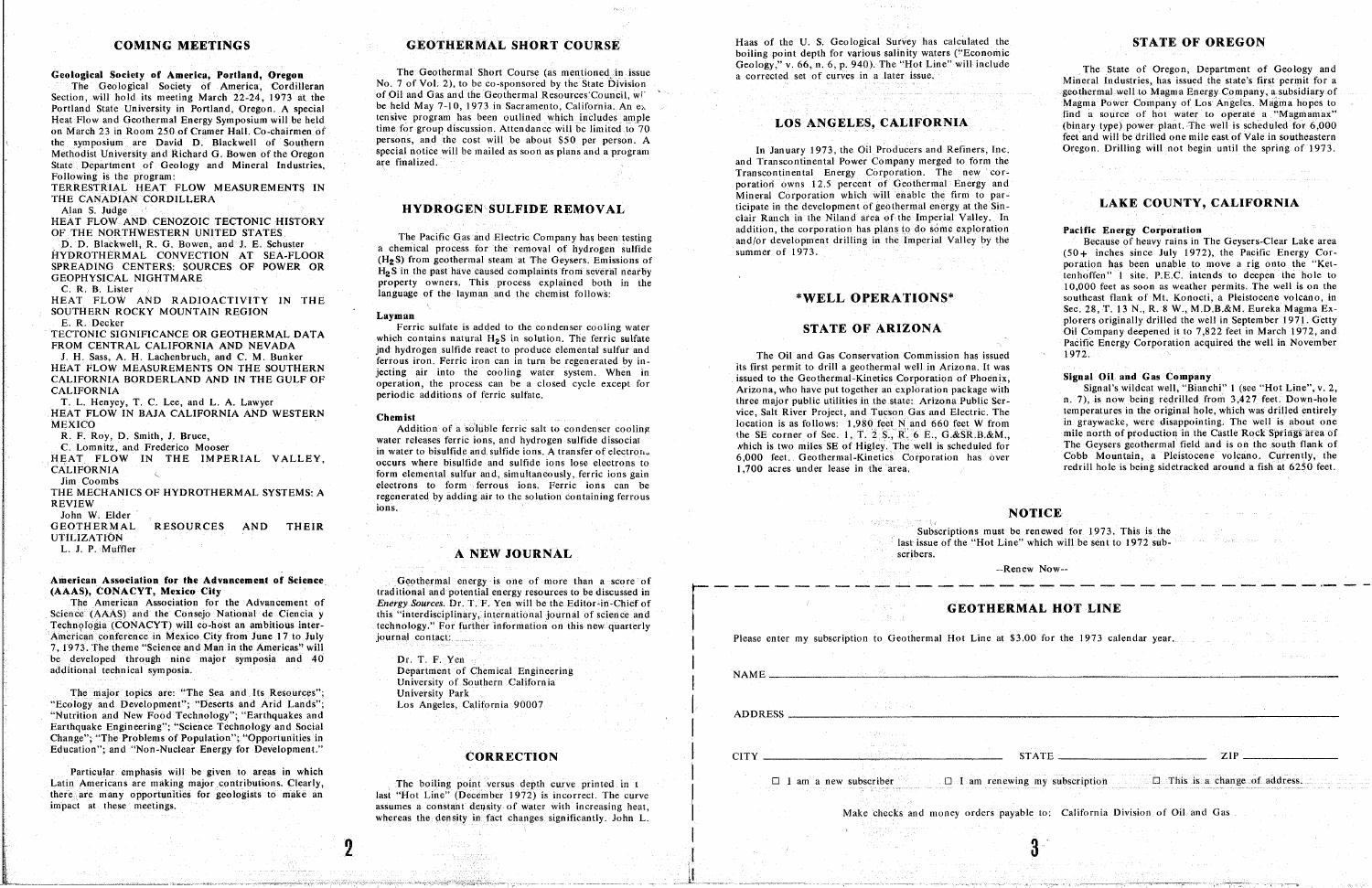## COMING MEETINGS

**Geological Society of America, Portland, Oregon**

The Geological Society of America, Cordilleran Section, will hold its meeting March 22-24, 1973 at the Portland State University in Portland, Oregon. A special Heat Flow and Geothermal Energy Symposium will be held on March 23 in Room 250 of Cramer Hall. Co-chairmen of the symposium are David D. Blackwell of Southern Methodist University and Richard G. Bowen of the Oregon State Department of Geology and Mineral Industries. Following is the program:

TERRESTRIAL HEAT FLOW MEASUREMENTS IN THE CANADIAN CORDILLERA
Alan S. Judge

HEAT FLOW AND CENOZOIC TECTONIC HISTORY OF THE NORTHWESTERN UNITED STATES
D. D. Blackwell, R. G. Bowen, and J. E. Schuster

HYDROTHERMAL CONVECTION AT SEA-FLOOR SPREADING CENTERS: SOURCES OF POWER OR GEOPHYSICAL NIGHTMARE
C. R. B. Lister

HEAT FLOW AND RADIOACTIVITY IN THE SOUTHERN ROCKY MOUNTAIN REGION
E. R. Decker

TECTONIC SIGNIFICANCE OR GEOTHERMAL DATA FROM CENTRAL CALIFORNIA AND NEVADA
J. H. Sass, A. H. Lachenbruch, and C. M. Bunker

HEAT FLOW MEASUREMENTS ON THE SOUTHERN CALIFORNIA BORDERLAND AND IN THE GULF OF CALIFORNIA
T. L. Henyey, T. C. Lee, and L. A. Lawyer

HEAT FLOW IN BAJA CALIFORNIA AND WESTERN MEXICO
R. F. Roy, D. Smith, J. Bruce,
C. Lomnitz, and Frederico Mooser

HEAT FLOW IN THE IMPERIAL VALLEY, CALIFORNIA
Jim Coombs

THE MECHANICS OF HYDROTHERMAL SYSTEMS: A REVIEW
John W. Elder

GEOTHERMAL RESOURCES AND THEIR UTILIZATION
L. J. P. Muffler

**American Association for the Advancement of Science (AAAS), CONACYT, Mexico City**

The American Association for the Advancement of Science (AAAS) and the Consejo National de Ciencia y Technologia (CONACYT) will co-host an ambitious inter-American conference in Mexico City from June 17 to July 7, 1973. The theme "Science and Man in the Americas" will be developed through nine major symposia and 40 additional technical symposia.

The major topics are: "The Sea and Its Resources"; "Ecology and Development"; "Deserts and Arid Lands"; "Nutrition and New Food Technology"; "Earthquakes and Earthquake Engineering"; "Science Technology and Social Change"; "The Problems of Population"; "Opportunities in Education"; and "Non-Nuclear Energy for Development."

Particular emphasis will be given to areas in which Latin Americans are making major contributions. Clearly, there are many opportunities for geologists to make an impact at these meetings.

## GEOTHERMAL SHORT COURSE

The Geothermal Short Course (as mentioned in issue No. 7 of Vol. 2), to be co-sponsored by the State Division of Oil and Gas and the Geothermal Resources Council, will be held May 7-10, 1973 in Sacramento, California. An extensive program has been outlined which includes ample time for group discussion. Attendance will be limited to 70 persons, and the cost will be about $50 per person. A special notice will be mailed as soon as plans and a program are finalized.

## HYDROGEN SULFIDE REMOVAL

The Pacific Gas and Electric Company has been testing a chemical process for the removal of hydrogen sulfide ($H_2S$) from geothermal steam at The Geysers. Emissions of $H_2S$ in the past have caused complaints from several nearby property owners. This process explained both in the language of the layman and the chemist follows:

**Layman**

Ferric sulfate is added to the condenser cooling water which contains natural $H_2S$ in solution. The ferric sulfate and hydrogen sulfide react to produce elemental sulfur and ferrous iron. Ferric iron can in turn be regenerated by injecting air into the cooling water system. When in operation, the process can be a closed cycle except for periodic additions of ferric sulfate.

**Chemist**

Addition of a soluble ferric salt to condenser cooling water releases ferric ions, and hydrogen sulfide dissociates in water to bisulfide and sulfide ions. A transfer of electrons occurs where bisulfide and sulfide ions lose electrons to form elemental sulfur and, simultaneously, ferric ions gain electrons to form ferrous ions. Ferric ions can be regenerated by adding air to the solution containing ferrous ions.

## A NEW JOURNAL

Geothermal energy is one of more than a score of traditional and potential energy resources to be discussed in *Energy Sources*. Dr. T. F. Yen will be the Editor-in-Chief of this "interdisciplinary, international journal of science and technology." For further information on this new quarterly journal contact:

Dr. T. F. Yen
Department of Chemical Engineering
University of Southern California
University Park
Los Angeles, California 90007

## CORRECTION

The boiling point versus depth curve printed in the last "Hot Line" (December 1972) is incorrect. The curve assumes a constant density of water with increasing heat, whereas the density in fact changes significantly. John L. Haas of the U. S. Geological Survey has calculated the boiling point depth for various salinity waters ("Economic Geology," v. 66, n. 6, p. 940). The "Hot Line" will include a corrected set of curves in a later issue.

## LOS ANGELES, CALIFORNIA

In January 1973, the Oil Producers and Refiners, Inc. and Transcontinental Power Company merged to form the Transcontinental Energy Corporation. The new corporation owns 12.5 percent of Geothermal Energy and Mineral Corporation which will enable the firm to participate in the development of geothermal energy at the Sinclair Ranch in the Niland area of the Imperial Valley. In addition, the corporation has plans to do some exploration and/or development drilling in the Imperial Valley by the summer of 1973.

## *WELL OPERATIONS*

## STATE OF ARIZONA

The Oil and Gas Conservation Commission has issued its first permit to drill a geothermal well in Arizona. It was issued to the Geothermal-Kinetics Corporation of Phoenix, Arizona, who have put together an exploration package with three major public utilities in the state: Arizona Public Service, Salt River Project, and Tucson Gas and Electric. The location is as follows: 1,980 feet N and 660 feet W from the SE corner of Sec. 1, T. 2 S., R. 6 E., G.&S.R.B.&M., which is two miles SE of Higley. The well is scheduled for 6,000 feet. Geothermal-Kinetics Corporation has over 1,700 acres under lease in the area.

## STATE OF OREGON

The State of Oregon, Department of Geology and Mineral Industries, has issued the state's first permit for a geothermal well to Magma Energy Company, a subsidiary of Magma Power Company of Los Angeles. Magma hopes to find a source of hot water to operate a "Magmamax" (binary type) power plant. The well is scheduled for 6,000 feet and will be drilled one mile east of Vale in southeastern Oregon. Drilling will not begin until the spring of 1973.

## LAKE COUNTY, CALIFORNIA

**Pacific Energy Corporation**

Because of heavy rains in The Geysers-Clear Lake area (50+ inches since July 1972), the Pacific Energy Corporation has been unable to move a rig onto the "Kettenhoffen" 1 site. P.E.C. intends to deepen the hole to 10,000 feet as soon as weather permits. The well is on the southeast flank of Mt. Konocti, a Pleistocene volcano, in Sec. 28, T. 13 N., R. 8 W., M.D.B.&M. Eureka Magma Explorers originally drilled the well in September 1971. Getty Oil Company deepened it to 7,822 feet in March 1972, and Pacific Energy Corporation acquired the well in November 1972.

**Signal Oil and Gas Company**

Signal's wildcat well, "Bianchi" 1 (see "Hot Line", v. 2, n. 7), is now being redrilled from 3,427 feet. Down-hole temperatures in the original hole, which was drilled entirely in graywacke, were disappointing. The well is about one mile north of production in the Castle Rock Springs area of The Geysers geothermal field and is on the south flank of Cobb Mountain, a Pleistocene volcano. Currently, the redrill hole is being sidetracked around a fish at 6250 feet.

## NOTICE

Subscriptions must be renewed for 1973. This is the last issue of the "Hot Line" which will be sent to 1972 subscribers.

--Renew Now--

## GEOTHERMAL HOT LINE

Please enter my subscription to Geothermal Hot Line at $3.00 for the 1973 calendar year.

NAME ______________________________

ADDRESS ______________________________

CITY ______________ STATE ______________ ZIP ______________

☐ I am a new subscriber ☐ I am renewing my subscription ☐ This is a change of address.

Make checks and money orders payable to: California Division of Oil and Gas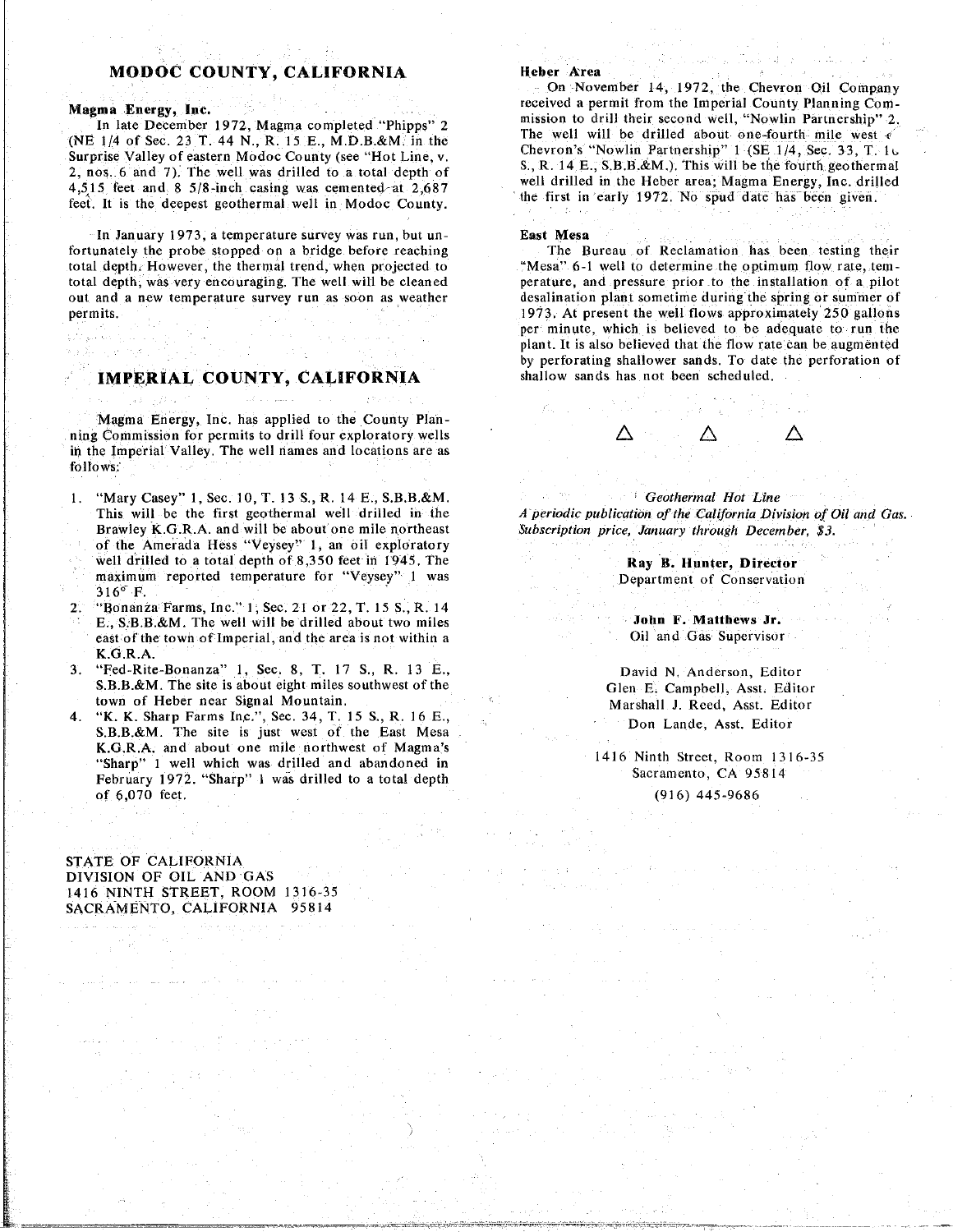## MODOC COUNTY, CALIFORNIA

### Magma Energy, Inc.

In late December 1972, Magma completed "Phipps" 2 (NE 1/4 of Sec. 23 T. 44 N., R. 15 E., M.D.B.&M. in the Surprise Valley of eastern Modoc County (see "Hot Line, v. 2, nos. 6 and 7). The well was drilled to a total depth of 4,515 feet and 8 5/8-inch casing was cemented at 2,687 feet. It is the deepest geothermal well in Modoc County.

In January 1973, a temperature survey was run, but unfortunately the probe stopped on a bridge before reaching total depth. However, the thermal trend, when projected to total depth, was very encouraging. The well will be cleaned out and a new temperature survey run as soon as weather permits.

## IMPERIAL COUNTY, CALIFORNIA

Magma Energy, Inc. has applied to the County Planning Commission for permits to drill four exploratory wells in the Imperial Valley. The well names and locations are as follows:

1. "Mary Casey" 1, Sec. 10, T. 13 S., R. 14 E., S.B.B.&M. This will be the first geothermal well drilled in the Brawley K.G.R.A. and will be about one mile northeast of the Amerada Hess "Veysey" 1, an oil exploratory well drilled to a total depth of 8,350 feet in 1945. The maximum reported temperature for "Veysey" 1 was 316° F.
2. "Bonanza Farms, Inc." 1, Sec. 21 or 22, T. 15 S., R. 14 E., S.B.B.&M. The well will be drilled about two miles east of the town of Imperial, and the area is not within a K.G.R.A.
3. "Fed-Rite-Bonanza" 1, Sec. 8, T. 17 S., R. 13 E., S.B.B.&M. The site is about eight miles southwest of the town of Heber near Signal Mountain.
4. "K. K. Sharp Farms Inc.", Sec. 34, T. 15 S., R. 16 E., S.B.B.&M. The site is just west of the East Mesa K.G.R.A. and about one mile northwest of Magma's "Sharp" 1 well which was drilled and abandoned in February 1972. "Sharp" 1 was drilled to a total depth of 6,070 feet.

### Heber Area

On November 14, 1972, the Chevron Oil Company received a permit from the Imperial County Planning Commission to drill their second well, "Nowlin Partnership" 2. The well will be drilled about one-fourth mile west of Chevron's "Nowlin Partnership" 1 (SE 1/4, Sec. 33, T. 16 S., R. 14 E., S.B.B.&M.). This will be the fourth geothermal well drilled in the Heber area; Magma Energy, Inc. drilled the first in early 1972. No spud date has been given.

### East Mesa

The Bureau of Reclamation has been testing their "Mesa" 6-1 well to determine the optimum flow rate, temperature, and pressure prior to the installation of a pilot desalination plant sometime during the spring or summer of 1973. At present the well flows approximately 250 gallons per minute, which is believed to be adequate to run the plant. It is also believed that the flow rate can be augmented by perforating shallower sands. To date the perforation of shallow sands has not been scheduled.

△ △ △

*Geothermal Hot Line*
*A periodic publication of the California Division of Oil and Gas. Subscription price, January through December, $3.*

**Ray B. Hunter, Director**
Department of Conservation

**John F. Matthews Jr.**
Oil and Gas Supervisor

David N. Anderson, Editor
Glen E. Campbell, Asst. Editor
Marshall J. Reed, Asst. Editor
Don Lande, Asst. Editor

1416 Ninth Street, Room 1316-35
Sacramento, CA 95814
(916) 445-9686

STATE OF CALIFORNIA
DIVISION OF OIL AND GAS
1416 NINTH STREET, ROOM 1316-35
SACRAMENTO, CALIFORNIA 95814